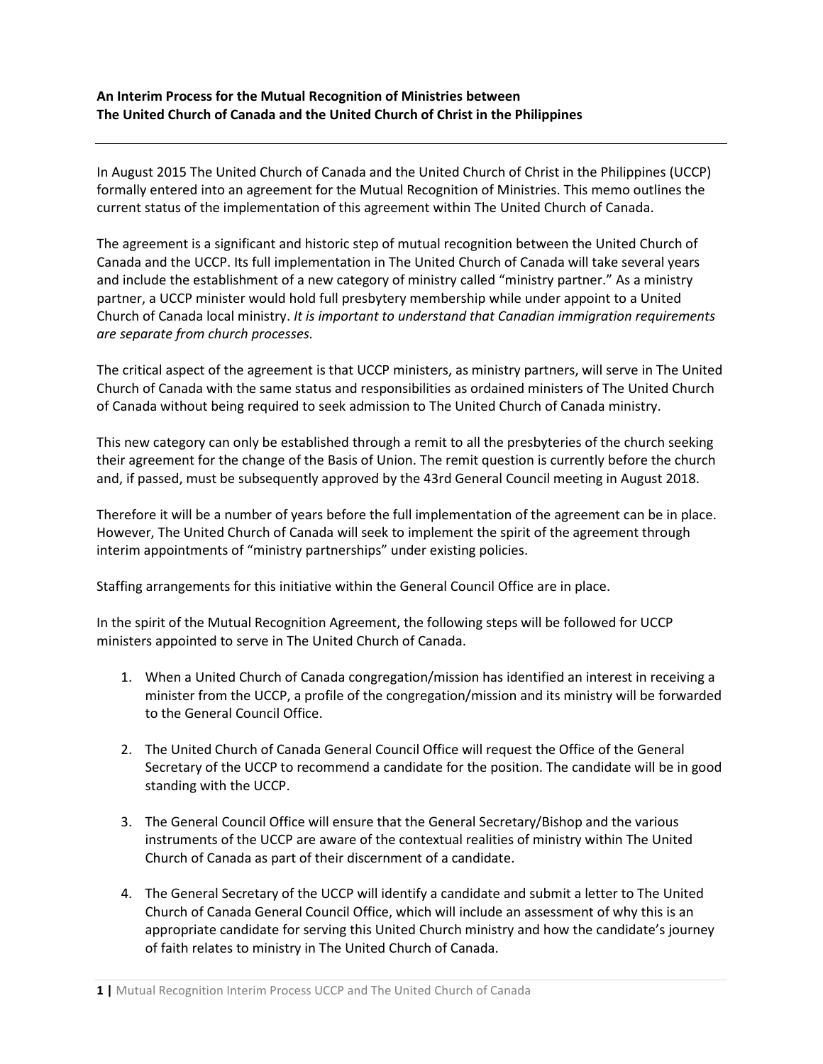**An Interim Process for the Mutual Recognition of Ministries between The United Church of Canada and the United Church of Christ in the Philippines**

---

In August 2015 The United Church of Canada and the United Church of Christ in the Philippines (UCCP) formally entered into an agreement for the Mutual Recognition of Ministries. This memo outlines the current status of the implementation of this agreement within The United Church of Canada.

The agreement is a significant and historic step of mutual recognition between the United Church of Canada and the UCCP. Its full implementation in The United Church of Canada will take several years and include the establishment of a new category of ministry called "ministry partner." As a ministry partner, a UCCP minister would hold full presbytery membership while under appoint to a United Church of Canada local ministry. *It is important to understand that Canadian immigration requirements are separate from church processes.*

The critical aspect of the agreement is that UCCP ministers, as ministry partners, will serve in The United Church of Canada with the same status and responsibilities as ordained ministers of The United Church of Canada without being required to seek admission to The United Church of Canada ministry.

This new category can only be established through a remit to all the presbyteries of the church seeking their agreement for the change of the Basis of Union. The remit question is currently before the church and, if passed, must be subsequently approved by the 43rd General Council meeting in August 2018.

Therefore it will be a number of years before the full implementation of the agreement can be in place. However, The United Church of Canada will seek to implement the spirit of the agreement through interim appointments of "ministry partnerships" under existing policies.

Staffing arrangements for this initiative within the General Council Office are in place.

In the spirit of the Mutual Recognition Agreement, the following steps will be followed for UCCP ministers appointed to serve in The United Church of Canada.

1. When a United Church of Canada congregation/mission has identified an interest in receiving a minister from the UCCP, a profile of the congregation/mission and its ministry will be forwarded to the General Council Office.

2. The United Church of Canada General Council Office will request the Office of the General Secretary of the UCCP to recommend a candidate for the position. The candidate will be in good standing with the UCCP.

3. The General Council Office will ensure that the General Secretary/Bishop and the various instruments of the UCCP are aware of the contextual realities of ministry within The United Church of Canada as part of their discernment of a candidate.

4. The General Secretary of the UCCP will identify a candidate and submit a letter to The United Church of Canada General Council Office, which will include an assessment of why this is an appropriate candidate for serving this United Church ministry and how the candidate's journey of faith relates to ministry in The United Church of Canada.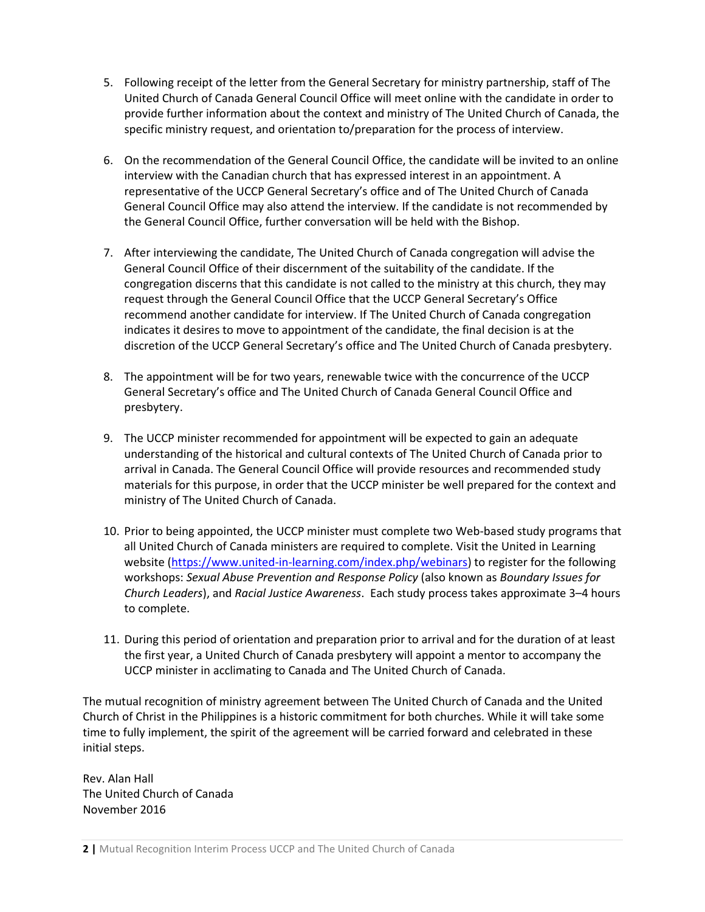5. Following receipt of the letter from the General Secretary for ministry partnership, staff of The United Church of Canada General Council Office will meet online with the candidate in order to provide further information about the context and ministry of The United Church of Canada, the specific ministry request, and orientation to/preparation for the process of interview.

6. On the recommendation of the General Council Office, the candidate will be invited to an online interview with the Canadian church that has expressed interest in an appointment. A representative of the UCCP General Secretary's office and of The United Church of Canada General Council Office may also attend the interview. If the candidate is not recommended by the General Council Office, further conversation will be held with the Bishop.

7. After interviewing the candidate, The United Church of Canada congregation will advise the General Council Office of their discernment of the suitability of the candidate. If the congregation discerns that this candidate is not called to the ministry at this church, they may request through the General Council Office that the UCCP General Secretary's Office recommend another candidate for interview. If The United Church of Canada congregation indicates it desires to move to appointment of the candidate, the final decision is at the discretion of the UCCP General Secretary's office and The United Church of Canada presbytery.

8. The appointment will be for two years, renewable twice with the concurrence of the UCCP General Secretary's office and The United Church of Canada General Council Office and presbytery.

9. The UCCP minister recommended for appointment will be expected to gain an adequate understanding of the historical and cultural contexts of The United Church of Canada prior to arrival in Canada. The General Council Office will provide resources and recommended study materials for this purpose, in order that the UCCP minister be well prepared for the context and ministry of The United Church of Canada.

10. Prior to being appointed, the UCCP minister must complete two Web-based study programs that all United Church of Canada ministers are required to complete. Visit the United in Learning website ([https://www.united-in-learning.com/index.php/webinars](https://www.united-in-learning.com/index.php/webinars)) to register for the following workshops: *Sexual Abuse Prevention and Response Policy* (also known as *Boundary Issues for Church Leaders*), and *Racial Justice Awareness*. Each study process takes approximate 3–4 hours to complete.

11. During this period of orientation and preparation prior to arrival and for the duration of at least the first year, a United Church of Canada presbytery will appoint a mentor to accompany the UCCP minister in acclimating to Canada and The United Church of Canada.

The mutual recognition of ministry agreement between The United Church of Canada and the United Church of Christ in the Philippines is a historic commitment for both churches. While it will take some time to fully implement, the spirit of the agreement will be carried forward and celebrated in these initial steps.

Rev. Alan Hall
The United Church of Canada
November 2016